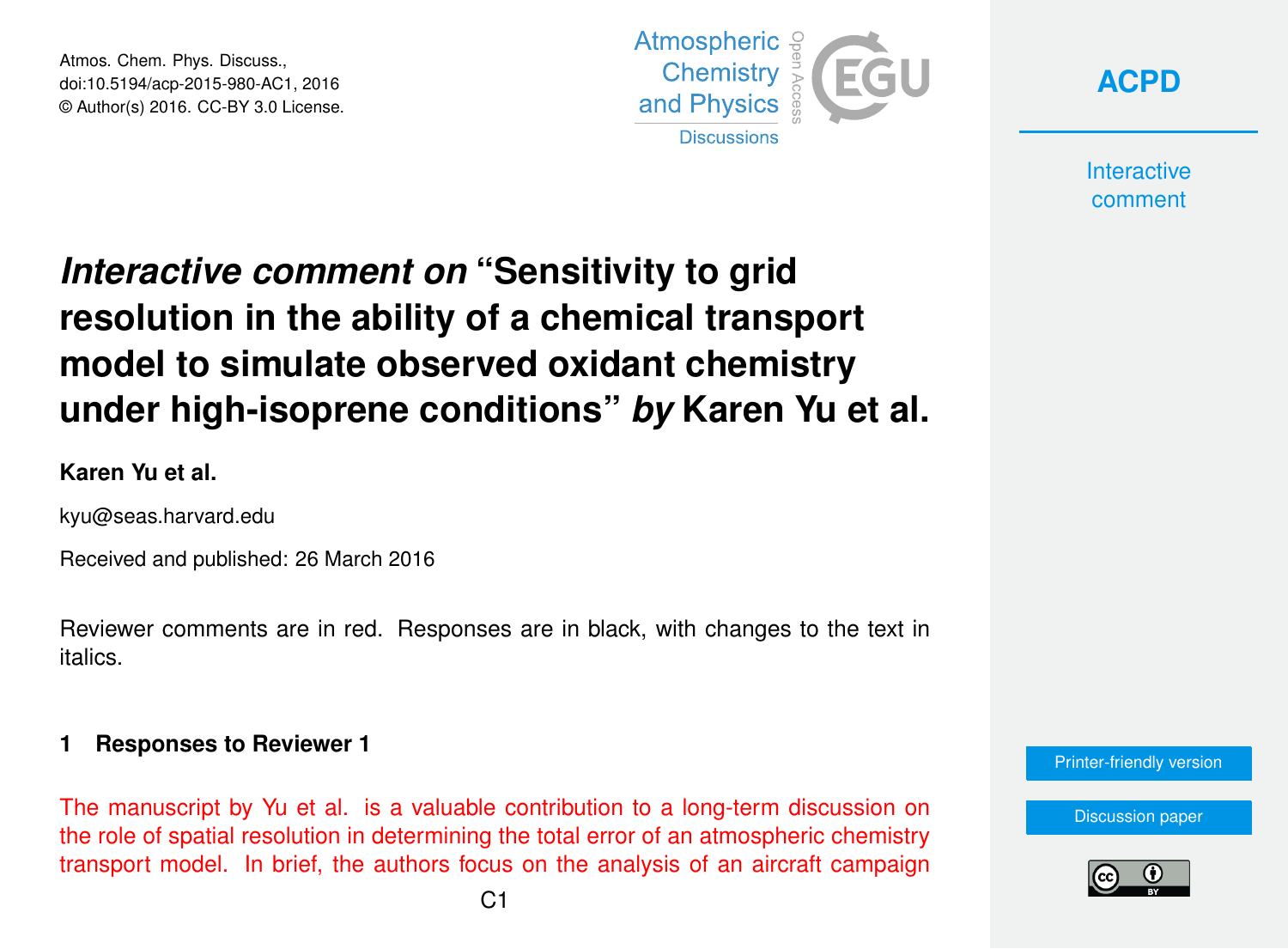# *Interactive comment on* "Sensitivity to grid resolution in the ability of a chemical transport model to simulate observed oxidant chemistry under high-isoprene conditions" *by* Karen Yu et al.

**Karen Yu et al.**

kyu@seas.harvard.edu

Received and published: 26 March 2016

Reviewer comments are in red. Responses are in black, with changes to the text in italics.

## 1 Responses to Reviewer 1

The manuscript by Yu et al. is a valuable contribution to a long-term discussion on the role of spatial resolution in determining the total error of an atmospheric chemistry transport model. In brief, the authors focus on the analysis of an aircraft campaign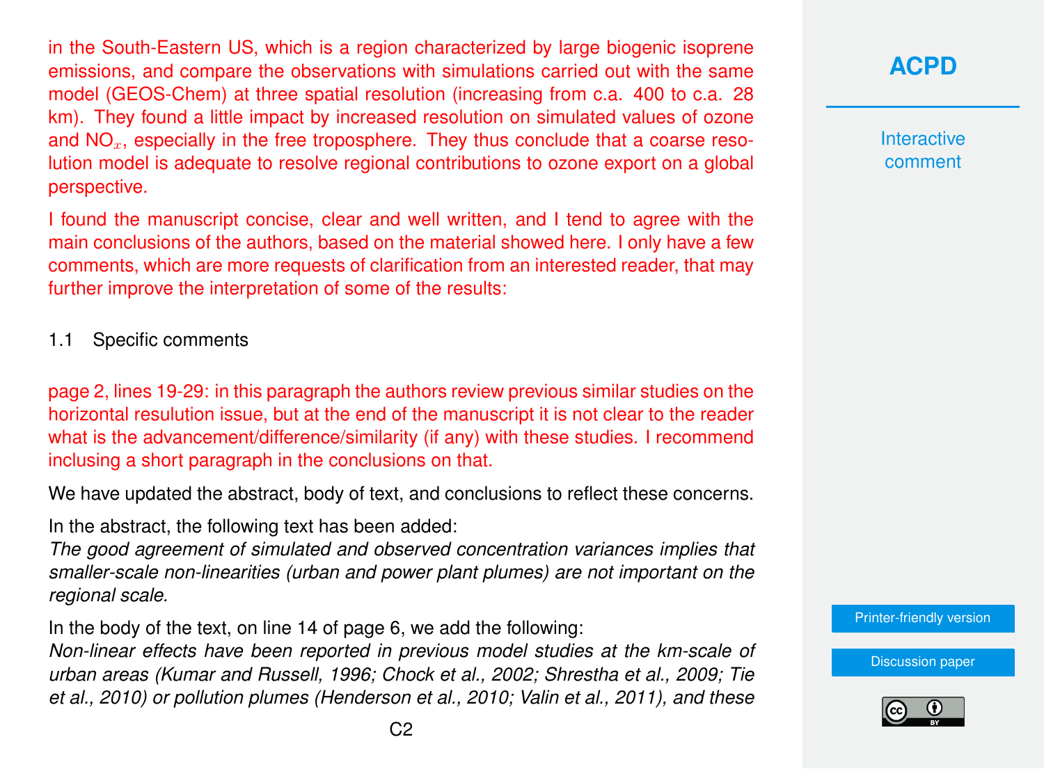in the South-Eastern US, which is a region characterized by large biogenic isoprene emissions, and compare the observations with simulations carried out with the same model (GEOS-Chem) at three spatial resolution (increasing from c.a. 400 to c.a. 28 km). They found a little impact by increased resolution on simulated values of ozone and $NO_x$, especially in the free troposphere. They thus conclude that a coarse resolution model is adequate to resolve regional contributions to ozone export on a global perspective.

I found the manuscript concise, clear and well written, and I tend to agree with the main conclusions of the authors, based on the material showed here. I only have a few comments, which are more requests of clarification from an interested reader, that may further improve the interpretation of some of the results:

### 1.1 Specific comments

page 2, lines 19-29: in this paragraph the authors review previous similar studies on the horizontal resulution issue, but at the end of the manuscript it is not clear to the reader what is the advancement/difference/similarity (if any) with these studies. I recommend inclusing a short paragraph in the conclusions on that.

We have updated the abstract, body of text, and conclusions to reflect these concerns.

In the abstract, the following text has been added:
*The good agreement of simulated and observed concentration variances implies that smaller-scale non-linearities (urban and power plant plumes) are not important on the regional scale.*

In the body of the text, on line 14 of page 6, we add the following:
*Non-linear effects have been reported in previous model studies at the km-scale of urban areas (Kumar and Russell, 1996; Chock et al., 2002; Shrestha et al., 2009; Tie et al., 2010) or pollution plumes (Henderson et al., 2010; Valin et al., 2011), and these*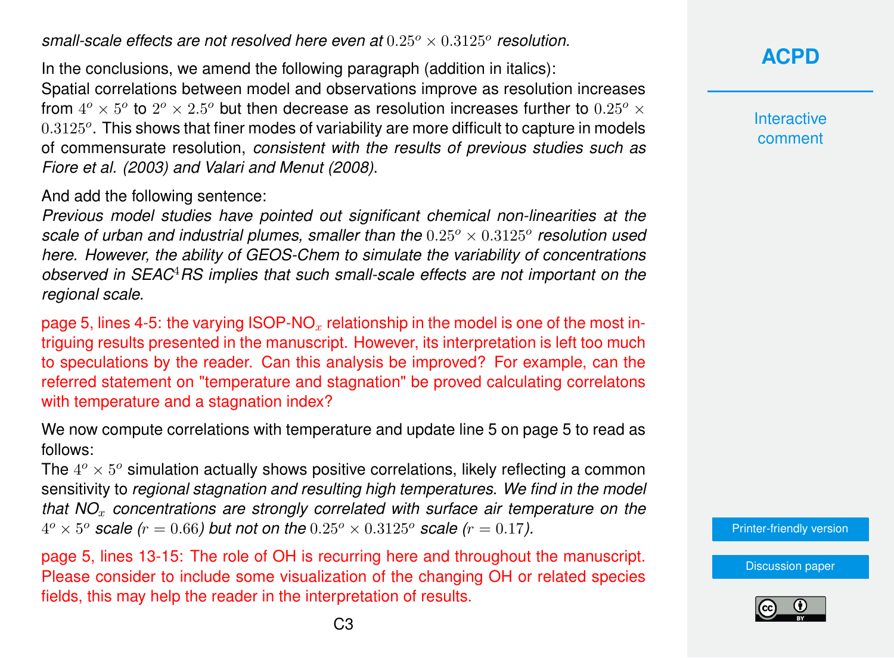*small-scale effects are not resolved here even at $0.25^o \times 0.3125^o$ resolution.*

In the conclusions, we amend the following paragraph (addition in italics):

Spatial correlations between model and observations improve as resolution increases from $4^o \times 5^o$ to $2^o \times 2.5^o$ but then decrease as resolution increases further to $0.25^o \times 0.3125^o$. This shows that finer modes of variability are more difficult to capture in models of commensurate resolution, *consistent with the results of previous studies such as Fiore et al. (2003) and Valari and Menut (2008)*.

And add the following sentence:

*Previous model studies have pointed out significant chemical non-linearities at the scale of urban and industrial plumes, smaller than the $0.25^o \times 0.3125^o$ resolution used here. However, the ability of GEOS-Chem to simulate the variability of concentrations observed in SEAC$^4$RS implies that such small-scale effects are not important on the regional scale.*

page 5, lines 4-5: the varying ISOP-$NO_x$ relationship in the model is one of the most intriguing results presented in the manuscript. However, its interpretation is left too much to speculations by the reader. Can this analysis be improved? For example, can the referred statement on "temperature and stagnation" be proved calculating correlatons with temperature and a stagnation index?

We now compute correlations with temperature and update line 5 on page 5 to read as follows:

The $4^o \times 5^o$ simulation actually shows positive correlations, likely reflecting a common sensitivity to *regional stagnation and resulting high temperatures. We find in the model that $NO_x$ concentrations are strongly correlated with surface air temperature on the $4^o \times 5^o$ scale ($r = 0.66$) but not on the $0.25^o \times 0.3125^o$ scale ($r = 0.17$).*

page 5, lines 13-15: The role of OH is recurring here and throughout the manuscript. Please consider to include some visualization of the changing OH or related species fields, this may help the reader in the interpretation of results.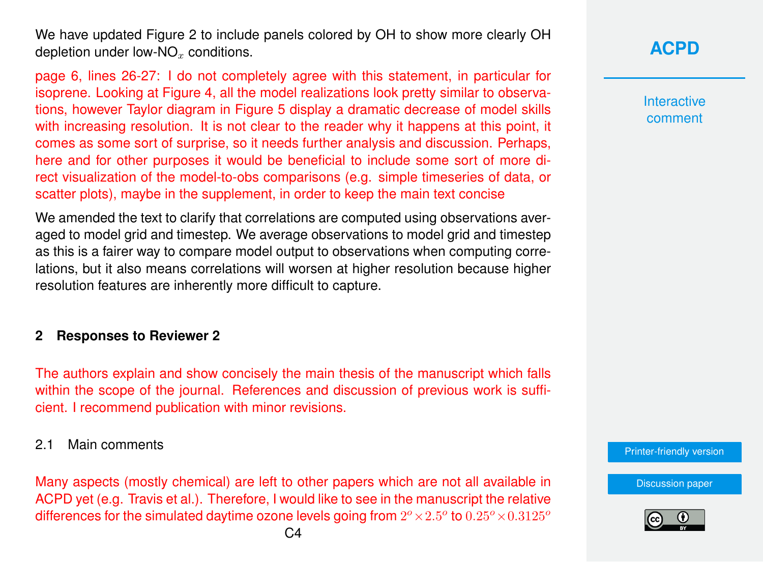We have updated Figure 2 to include panels colored by OH to show more clearly OH depletion under low-$NO_x$ conditions.

page 6, lines 26-27: I do not completely agree with this statement, in particular for isoprene. Looking at Figure 4, all the model realizations look pretty similar to observations, however Taylor diagram in Figure 5 display a dramatic decrease of model skills with increasing resolution. It is not clear to the reader why it happens at this point, it comes as some sort of surprise, so it needs further analysis and discussion. Perhaps, here and for other purposes it would be beneficial to include some sort of more direct visualization of the model-to-obs comparisons (e.g. simple timeseries of data, or scatter plots), maybe in the supplement, in order to keep the main text concise

We amended the text to clarify that correlations are computed using observations averaged to model grid and timestep. We average observations to model grid and timestep as this is a fairer way to compare model output to observations when computing correlations, but it also means correlations will worsen at higher resolution because higher resolution features are inherently more difficult to capture.

## 2 Responses to Reviewer 2

The authors explain and show concisely the main thesis of the manuscript which falls within the scope of the journal. References and discussion of previous work is sufficient. I recommend publication with minor revisions.

### 2.1 Main comments

Many aspects (mostly chemical) are left to other papers which are not all available in ACPD yet (e.g. Travis et al.). Therefore, I would like to see in the manuscript the relative differences for the simulated daytime ozone levels going from $2^o \times 2.5^o$ to $0.25^o \times 0.3125^o$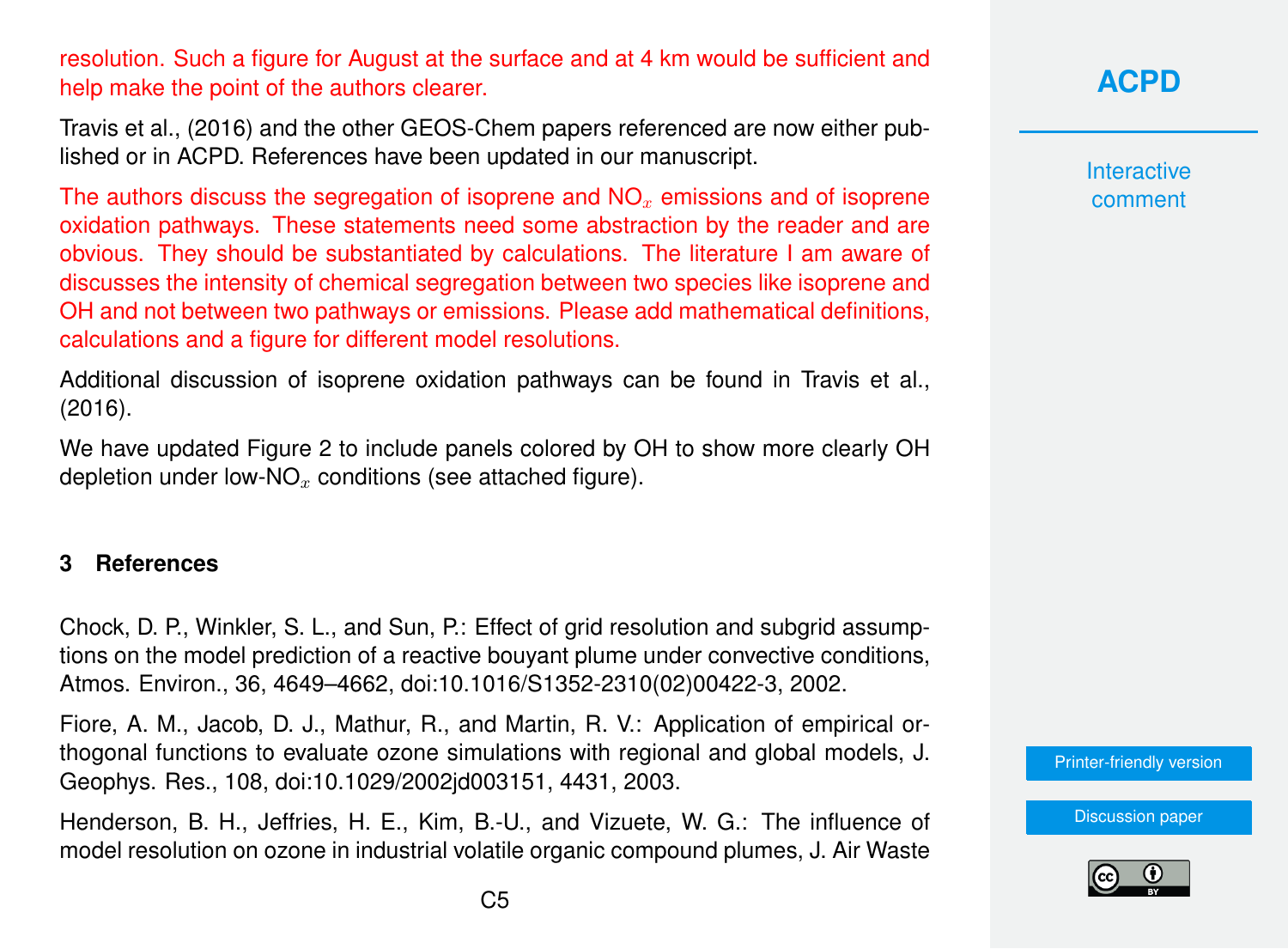resolution. Such a figure for August at the surface and at 4 km would be sufficient and help make the point of the authors clearer.

Travis et al., (2016) and the other GEOS-Chem papers referenced are now either published or in ACPD. References have been updated in our manuscript.

The authors discuss the segregation of isoprene and $NO_x$ emissions and of isoprene oxidation pathways. These statements need some abstraction by the reader and are obvious. They should be substantiated by calculations. The literature I am aware of discusses the intensity of chemical segregation between two species like isoprene and OH and not between two pathways or emissions. Please add mathematical definitions, calculations and a figure for different model resolutions.

Additional discussion of isoprene oxidation pathways can be found in Travis et al., (2016).

We have updated Figure 2 to include panels colored by OH to show more clearly OH depletion under low-$NO_x$ conditions (see attached figure).

## 3 References

Chock, D. P., Winkler, S. L., and Sun, P.: Effect of grid resolution and subgrid assumptions on the model prediction of a reactive bouyant plume under convective conditions, Atmos. Environ., 36, 4649–4662, doi:10.1016/S1352-2310(02)00422-3, 2002.

Fiore, A. M., Jacob, D. J., Mathur, R., and Martin, R. V.: Application of empirical orthogonal functions to evaluate ozone simulations with regional and global models, J. Geophys. Res., 108, doi:10.1029/2002jd003151, 4431, 2003.

Henderson, B. H., Jeffries, H. E., Kim, B.-U., and Vizuete, W. G.: The influence of model resolution on ozone in industrial volatile organic compound plumes, J. Air Waste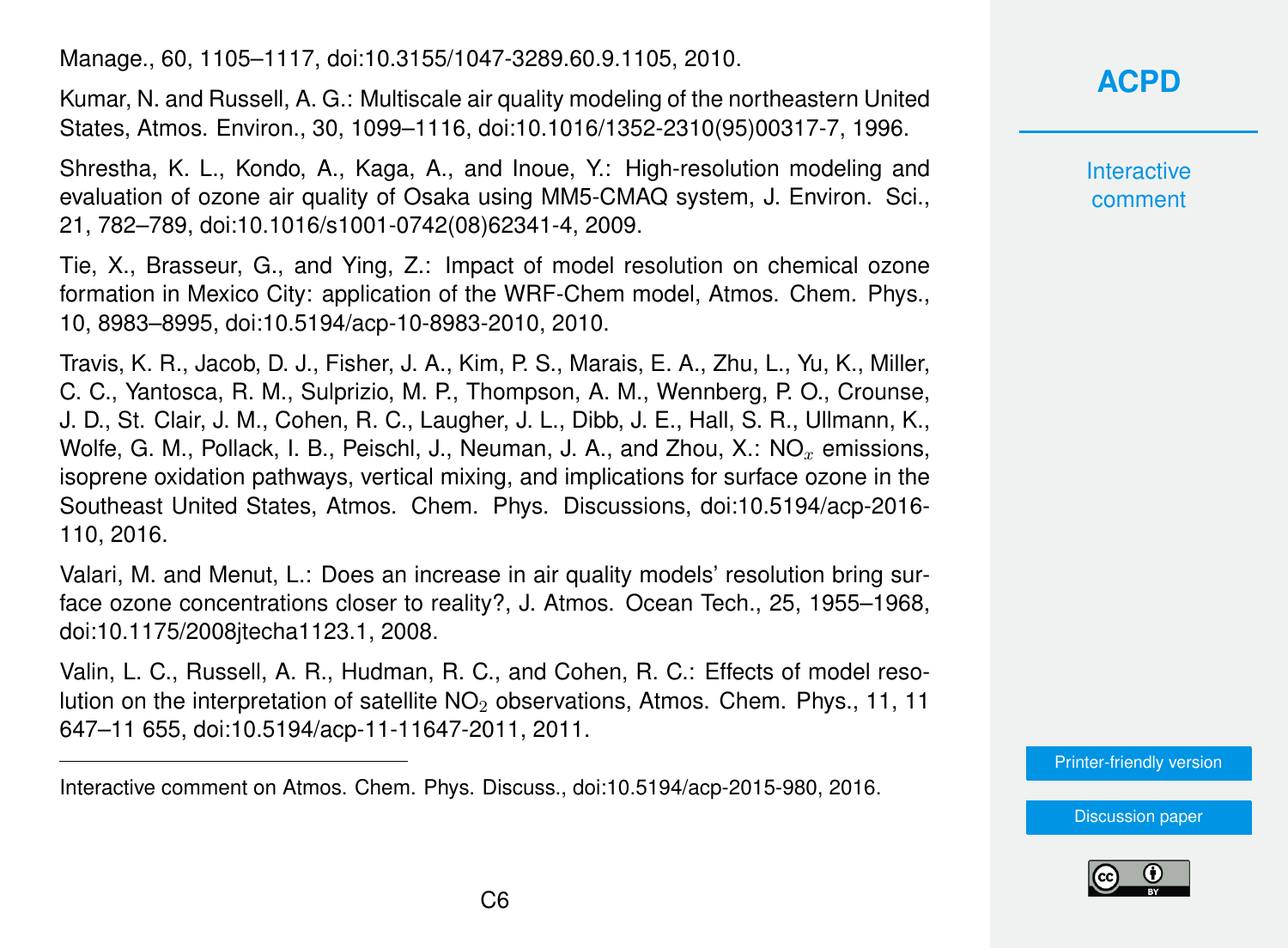Manage., 60, 1105–1117, doi:10.3155/1047-3289.60.9.1105, 2010.

Kumar, N. and Russell, A. G.: Multiscale air quality modeling of the northeastern United States, Atmos. Environ., 30, 1099–1116, doi:10.1016/1352-2310(95)00317-7, 1996.

Shrestha, K. L., Kondo, A., Kaga, A., and Inoue, Y.: High-resolution modeling and evaluation of ozone air quality of Osaka using MM5-CMAQ system, J. Environ. Sci., 21, 782–789, doi:10.1016/s1001-0742(08)62341-4, 2009.

Tie, X., Brasseur, G., and Ying, Z.: Impact of model resolution on chemical ozone formation in Mexico City: application of the WRF-Chem model, Atmos. Chem. Phys., 10, 8983–8995, doi:10.5194/acp-10-8983-2010, 2010.

Travis, K. R., Jacob, D. J., Fisher, J. A., Kim, P. S., Marais, E. A., Zhu, L., Yu, K., Miller, C. C., Yantosca, R. M., Sulprizio, M. P., Thompson, A. M., Wennberg, P. O., Crounse, J. D., St. Clair, J. M., Cohen, R. C., Laugher, J. L., Dibb, J. E., Hall, S. R., Ullmann, K., Wolfe, G. M., Pollack, I. B., Peischl, J., Neuman, J. A., and Zhou, X.: $NO_x$ emissions, isoprene oxidation pathways, vertical mixing, and implications for surface ozone in the Southeast United States, Atmos. Chem. Phys. Discussions, doi:10.5194/acp-2016-110, 2016.

Valari, M. and Menut, L.: Does an increase in air quality models' resolution bring surface ozone concentrations closer to reality?, J. Atmos. Ocean Tech., 25, 1955–1968, doi:10.1175/2008jtecha1123.1, 2008.

Valin, L. C., Russell, A. R., Hudman, R. C., and Cohen, R. C.: Effects of model resolution on the interpretation of satellite $NO_2$ observations, Atmos. Chem. Phys., 11, 11 647–11 655, doi:10.5194/acp-11-11647-2011, 2011.

---

Interactive comment on Atmos. Chem. Phys. Discuss., doi:10.5194/acp-2015-980, 2016.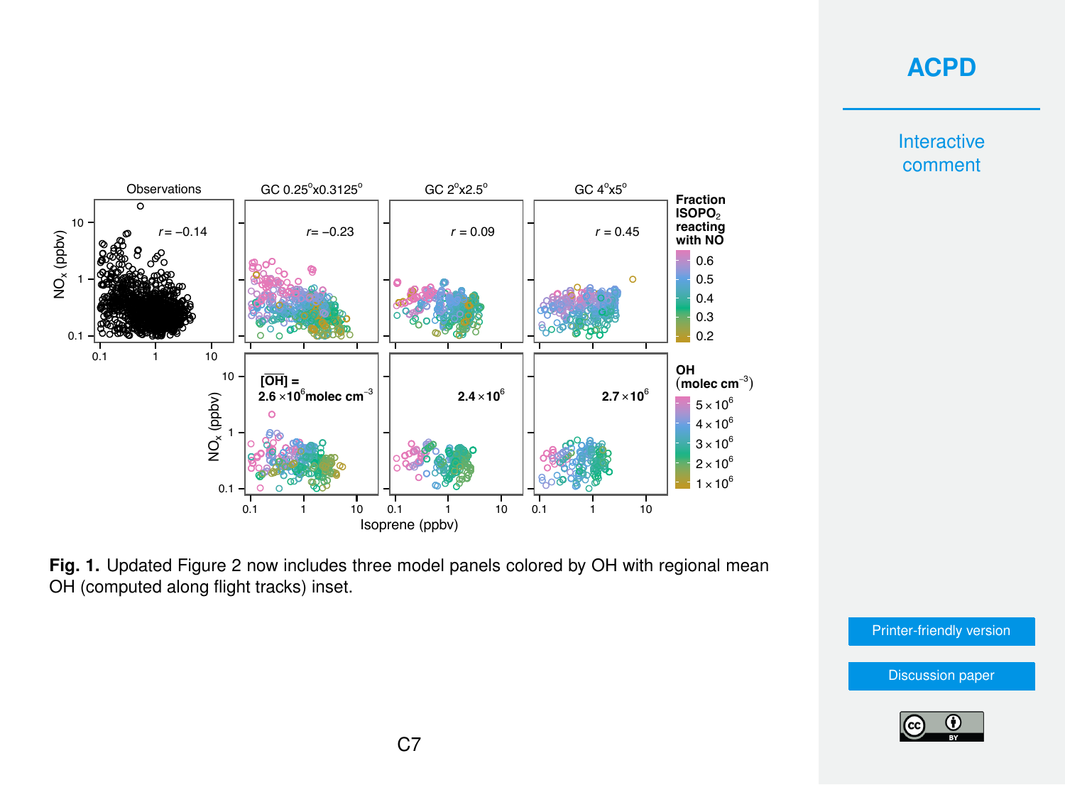Observations

GC 0.25°x0.3125°

GC 2°x2.5°

GC 4°x5°

$r = -0.14$

$r = -0.23$

$r = 0.09$

$r = 0.45$

Fraction $ISOPO_2$ reacting with NO

0.6

0.5

0.4

0.3

0.2

$\overline{[OH]}$ = $2.6 \times 10^6$ molec $cm^{-3}$

$2.4 \times 10^6$

$2.7 \times 10^6$

OH (molec $cm^{-3}$)

$5 \times 10^6$

$4 \times 10^6$

$3 \times 10^6$

$2 \times 10^6$

$1 \times 10^6$

$NO_x$ (ppbv)

Isoprene (ppbv)

**Fig. 1.** Updated Figure 2 now includes three model panels colored by OH with regional mean OH (computed along flight tracks) inset.